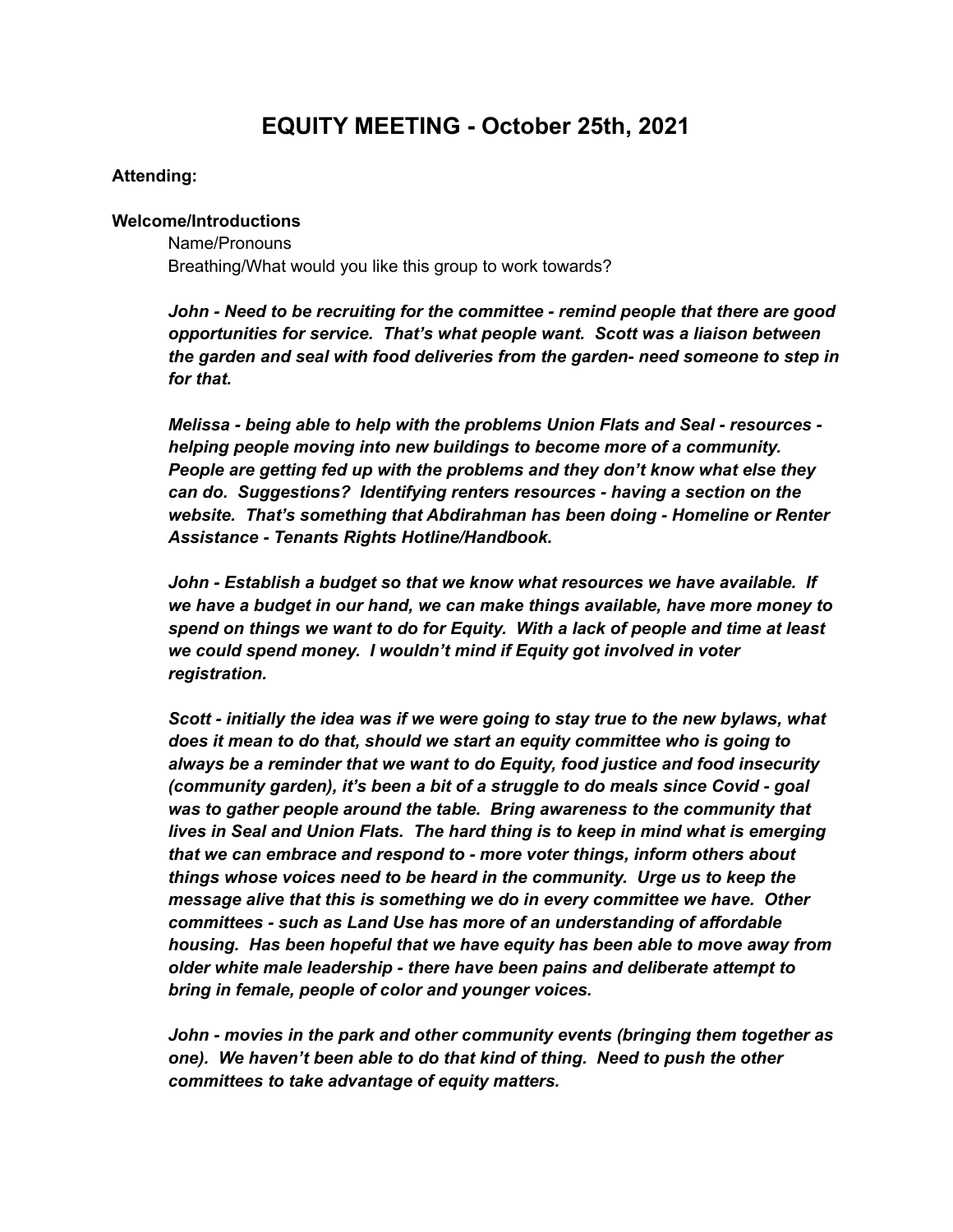# EQUITY MEETING - October 25th, 2021

**Attending:**

**Welcome/Introductions**

Name/Pronouns
Breathing/What would you like this group to work towards?

***John - Need to be recruiting for the committee - remind people that there are good opportunities for service. That's what people want. Scott was a liaison between the garden and seal with food deliveries from the garden- need someone to step in for that.***

***Melissa - being able to help with the problems Union Flats and Seal - resources - helping people moving into new buildings to become more of a community. People are getting fed up with the problems and they don't know what else they can do. Suggestions? Identifying renters resources - having a section on the website. That's something that Abdirahman has been doing - Homeline or Renter Assistance - Tenants Rights Hotline/Handbook.***

***John - Establish a budget so that we know what resources we have available. If we have a budget in our hand, we can make things available, have more money to spend on things we want to do for Equity. With a lack of people and time at least we could spend money. I wouldn't mind if Equity got involved in voter registration.***

***Scott - initially the idea was if we were going to stay true to the new bylaws, what does it mean to do that, should we start an equity committee who is going to always be a reminder that we want to do Equity, food justice and food insecurity (community garden), it's been a bit of a struggle to do meals since Covid - goal was to gather people around the table. Bring awareness to the community that lives in Seal and Union Flats. The hard thing is to keep in mind what is emerging that we can embrace and respond to - more voter things, inform others about things whose voices need to be heard in the community. Urge us to keep the message alive that this is something we do in every committee we have. Other committees - such as Land Use has more of an understanding of affordable housing. Has been hopeful that we have equity has been able to move away from older white male leadership - there have been pains and deliberate attempt to bring in female, people of color and younger voices.***

***John - movies in the park and other community events (bringing them together as one). We haven't been able to do that kind of thing. Need to push the other committees to take advantage of equity matters.***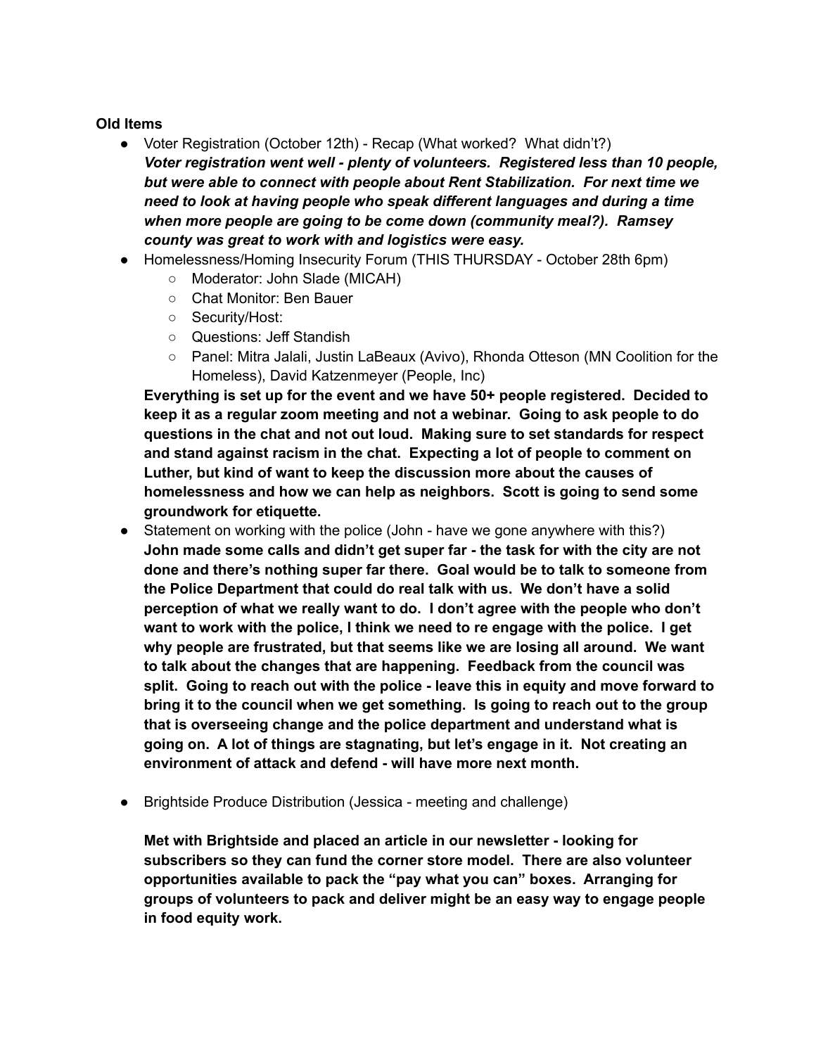**Old Items**

- Voter Registration (October 12th) - Recap (What worked?  What didn't?)
  ***Voter registration went well - plenty of volunteers.  Registered less than 10 people, but were able to connect with people about Rent Stabilization.  For next time we need to look at having people who speak different languages and during a time when more people are going to be come down (community meal?).  Ramsey county was great to work with and logistics were easy.***
- Homelessness/Homing Insecurity Forum (THIS THURSDAY - October 28th 6pm)
  - Moderator: John Slade (MICAH)
  - Chat Monitor: Ben Bauer
  - Security/Host:
  - Questions: Jeff Standish
  - Panel: Mitra Jalali, Justin LaBeaux (Avivo), Rhonda Otteson (MN Coolition for the Homeless), David Katzenmeyer (People, Inc)

  **Everything is set up for the event and we have 50+ people registered.  Decided to keep it as a regular zoom meeting and not a webinar.  Going to ask people to do questions in the chat and not out loud.  Making sure to set standards for respect and stand against racism in the chat.  Expecting a lot of people to comment on Luther, but kind of want to keep the discussion more about the causes of homelessness and how we can help as neighbors.  Scott is going to send some groundwork for etiquette.**
- Statement on working with the police (John - have we gone anywhere with this?)
  **John made some calls and didn't get super far - the task for with the city are not done and there's nothing super far there.  Goal would be to talk to someone from the Police Department that could do real talk with us.  We don't have a solid perception of what we really want to do.  I don't agree with the people who don't want to work with the police, I think we need to re engage with the police.  I get why people are frustrated, but that seems like we are losing all around.  We want to talk about the changes that are happening.  Feedback from the council was split.  Going to reach out with the police - leave this in equity and move forward to bring it to the council when we get something.  Is going to reach out to the group that is overseeing change and the police department and understand what is going on.  A lot of things are stagnating, but let's engage in it.  Not creating an environment of attack and defend - will have more next month.**

- Brightside Produce Distribution (Jessica - meeting and challenge)

  **Met with Brightside and placed an article in our newsletter - looking for subscribers so they can fund the corner store model.  There are also volunteer opportunities available to pack the "pay what you can" boxes.  Arranging for groups of volunteers to pack and deliver might be an easy way to engage people in food equity work.**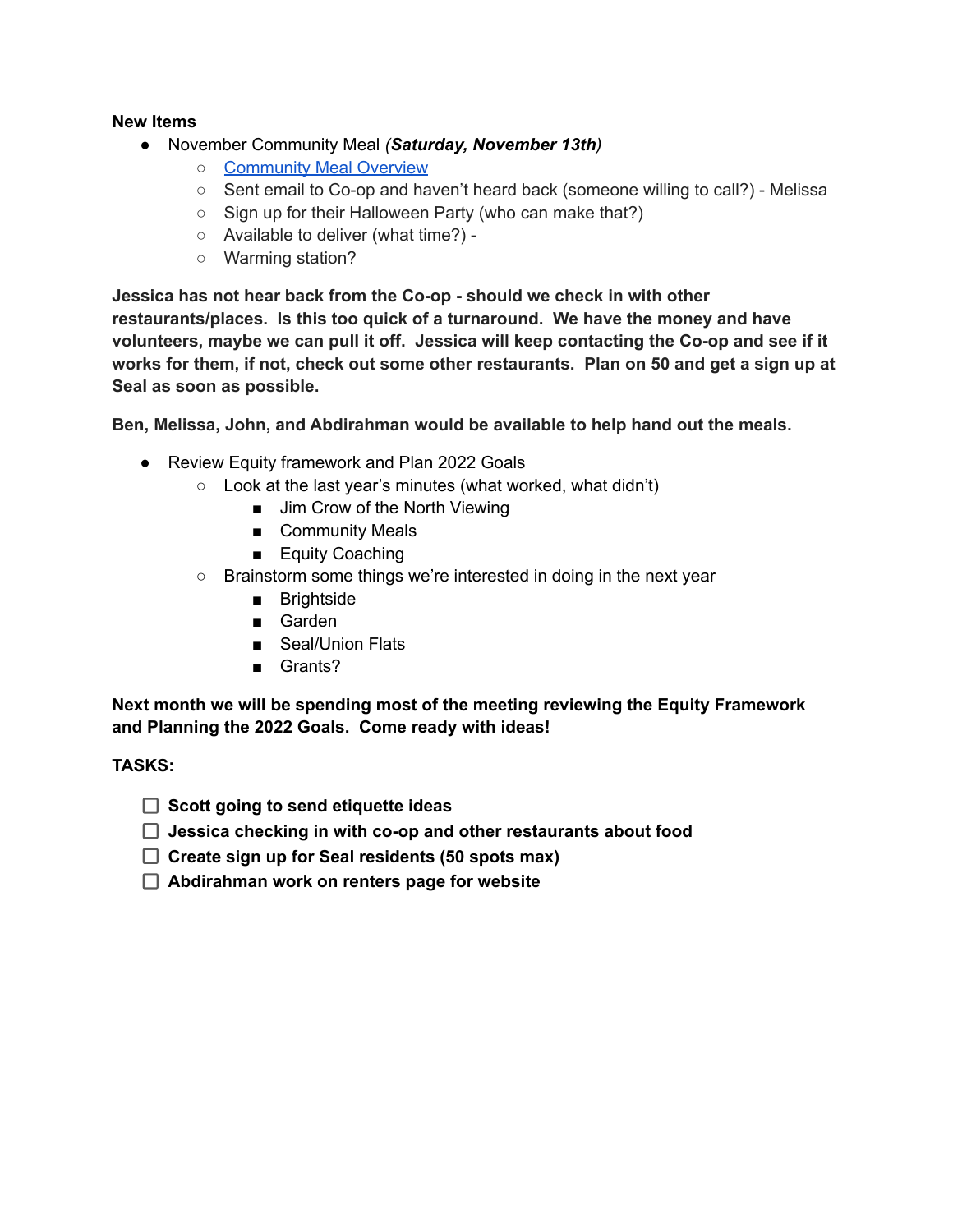**New Items**

- November Community Meal ***(Saturday, November 13th)***
  - Community Meal Overview
  - Sent email to Co-op and haven't heard back (someone willing to call?) - Melissa
  - Sign up for their Halloween Party (who can make that?)
  - Available to deliver (what time?) -
  - Warming station?

**Jessica has not hear back from the Co-op - should we check in with other restaurants/places. Is this too quick of a turnaround. We have the money and have volunteers, maybe we can pull it off. Jessica will keep contacting the Co-op and see if it works for them, if not, check out some other restaurants. Plan on 50 and get a sign up at Seal as soon as possible.**

**Ben, Melissa, John, and Abdirahman would be available to help hand out the meals.**

- Review Equity framework and Plan 2022 Goals
  - Look at the last year's minutes (what worked, what didn't)
    - Jim Crow of the North Viewing
    - Community Meals
    - Equity Coaching
  - Brainstorm some things we're interested in doing in the next year
    - Brightside
    - Garden
    - Seal/Union Flats
    - Grants?

**Next month we will be spending most of the meeting reviewing the Equity Framework and Planning the 2022 Goals. Come ready with ideas!**

**TASKS:**

- [ ] **Scott going to send etiquette ideas**
- [ ] **Jessica checking in with co-op and other restaurants about food**
- [ ] **Create sign up for Seal residents (50 spots max)**
- [ ] **Abdirahman work on renters page for website**